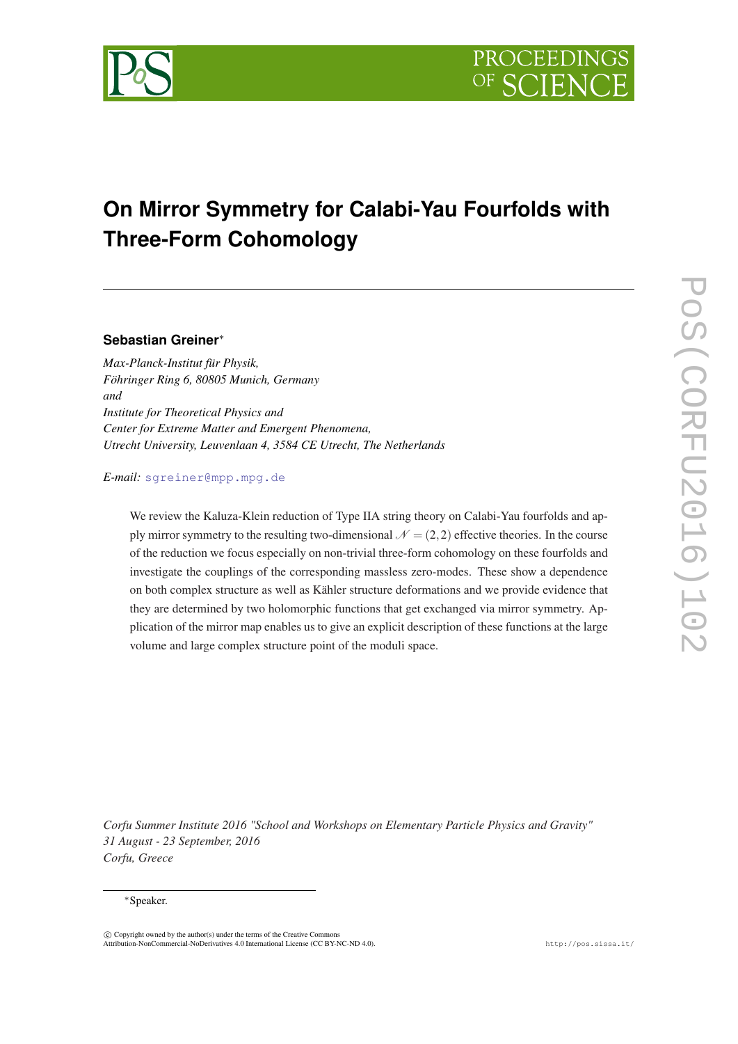# On Mirror Symmetry for Calabi-Yau Fourfolds with Three-Form Cohomology

**Sebastian Greiner***

*Max-Planck-Institut für Physik,*
*Föhringer Ring 6, 80805 Munich, Germany*
*and*
*Institute for Theoretical Physics and*
*Center for Extreme Matter and Emergent Phenomena,*
*Utrecht University, Leuvenlaan 4, 3584 CE Utrecht, The Netherlands*

*E-mail:* sgreiner@mpp.mpg.de

We review the Kaluza-Klein reduction of Type IIA string theory on Calabi-Yau fourfolds and apply mirror symmetry to the resulting two-dimensional $\mathcal{N} = (2,2)$ effective theories. In the course of the reduction we focus especially on non-trivial three-form cohomology on these fourfolds and investigate the couplings of the corresponding massless zero-modes. These show a dependence on both complex structure as well as Kähler structure deformations and we provide evidence that they are determined by two holomorphic functions that get exchanged via mirror symmetry. Application of the mirror map enables us to give an explicit description of these functions at the large volume and large complex structure point of the moduli space.

*Corfu Summer Institute 2016 "School and Workshops on Elementary Particle Physics and Gravity"*
*31 August - 23 September, 2016*
*Corfu, Greece*

*Speaker.

© Copyright owned by the author(s) under the terms of the Creative Commons Attribution-NonCommercial-NoDerivatives 4.0 International License (CC BY-NC-ND 4.0).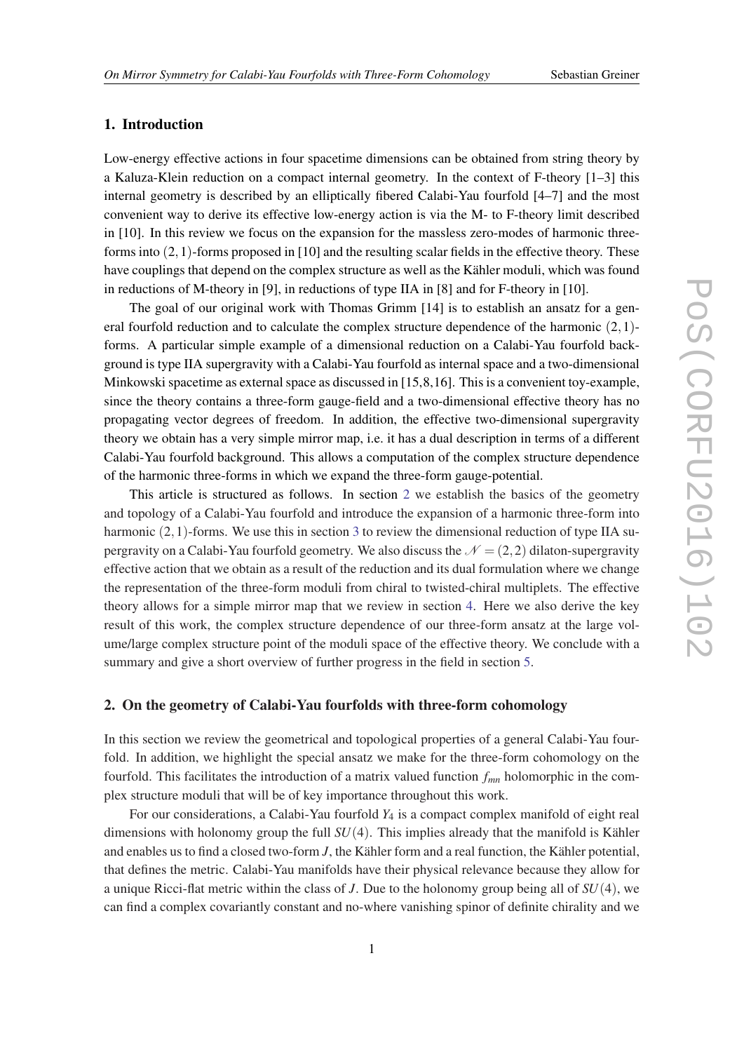## 1. Introduction

Low-energy effective actions in four spacetime dimensions can be obtained from string theory by a Kaluza-Klein reduction on a compact internal geometry. In the context of F-theory [1–3] this internal geometry is described by an elliptically fibered Calabi-Yau fourfold [4–7] and the most convenient way to derive its effective low-energy action is via the M- to F-theory limit described in [10]. In this review we focus on the expansion for the massless zero-modes of harmonic three-forms into $(2,1)$-forms proposed in [10] and the resulting scalar fields in the effective theory. These have couplings that depend on the complex structure as well as the Kähler moduli, which was found in reductions of M-theory in [9], in reductions of type IIA in [8] and for F-theory in [10].

The goal of our original work with Thomas Grimm [14] is to establish an ansatz for a general fourfold reduction and to calculate the complex structure dependence of the harmonic $(2,1)$-forms. A particular simple example of a dimensional reduction on a Calabi-Yau fourfold background is type IIA supergravity with a Calabi-Yau fourfold as internal space and a two-dimensional Minkowski spacetime as external space as discussed in [15,8,16]. This is a convenient toy-example, since the theory contains a three-form gauge-field and a two-dimensional effective theory has no propagating vector degrees of freedom. In addition, the effective two-dimensional supergravity theory we obtain has a very simple mirror map, i.e. it has a dual description in terms of a different Calabi-Yau fourfold background. This allows a computation of the complex structure dependence of the harmonic three-forms in which we expand the three-form gauge-potential.

This article is structured as follows. In section 2 we establish the basics of the geometry and topology of a Calabi-Yau fourfold and introduce the expansion of a harmonic three-form into harmonic $(2,1)$-forms. We use this in section 3 to review the dimensional reduction of type IIA supergravity on a Calabi-Yau fourfold geometry. We also discuss the $\mathcal{N}=(2,2)$ dilaton-supergravity effective action that we obtain as a result of the reduction and its dual formulation where we change the representation of the three-form moduli from chiral to twisted-chiral multiplets. The effective theory allows for a simple mirror map that we review in section 4. Here we also derive the key result of this work, the complex structure dependence of our three-form ansatz at the large volume/large complex structure point of the moduli space of the effective theory. We conclude with a summary and give a short overview of further progress in the field in section 5.

## 2. On the geometry of Calabi-Yau fourfolds with three-form cohomology

In this section we review the geometrical and topological properties of a general Calabi-Yau fourfold. In addition, we highlight the special ansatz we make for the three-form cohomology on the fourfold. This facilitates the introduction of a matrix valued function $f_{mn}$ holomorphic in the complex structure moduli that will be of key importance throughout this work.

For our considerations, a Calabi-Yau fourfold $Y_4$ is a compact complex manifold of eight real dimensions with holonomy group the full $SU(4)$. This implies already that the manifold is Kähler and enables us to find a closed two-form $J$, the Kähler form and a real function, the Kähler potential, that defines the metric. Calabi-Yau manifolds have their physical relevance because they allow for a unique Ricci-flat metric within the class of $J$. Due to the holonomy group being all of $SU(4)$, we can find a complex covariantly constant and no-where vanishing spinor of definite chirality and we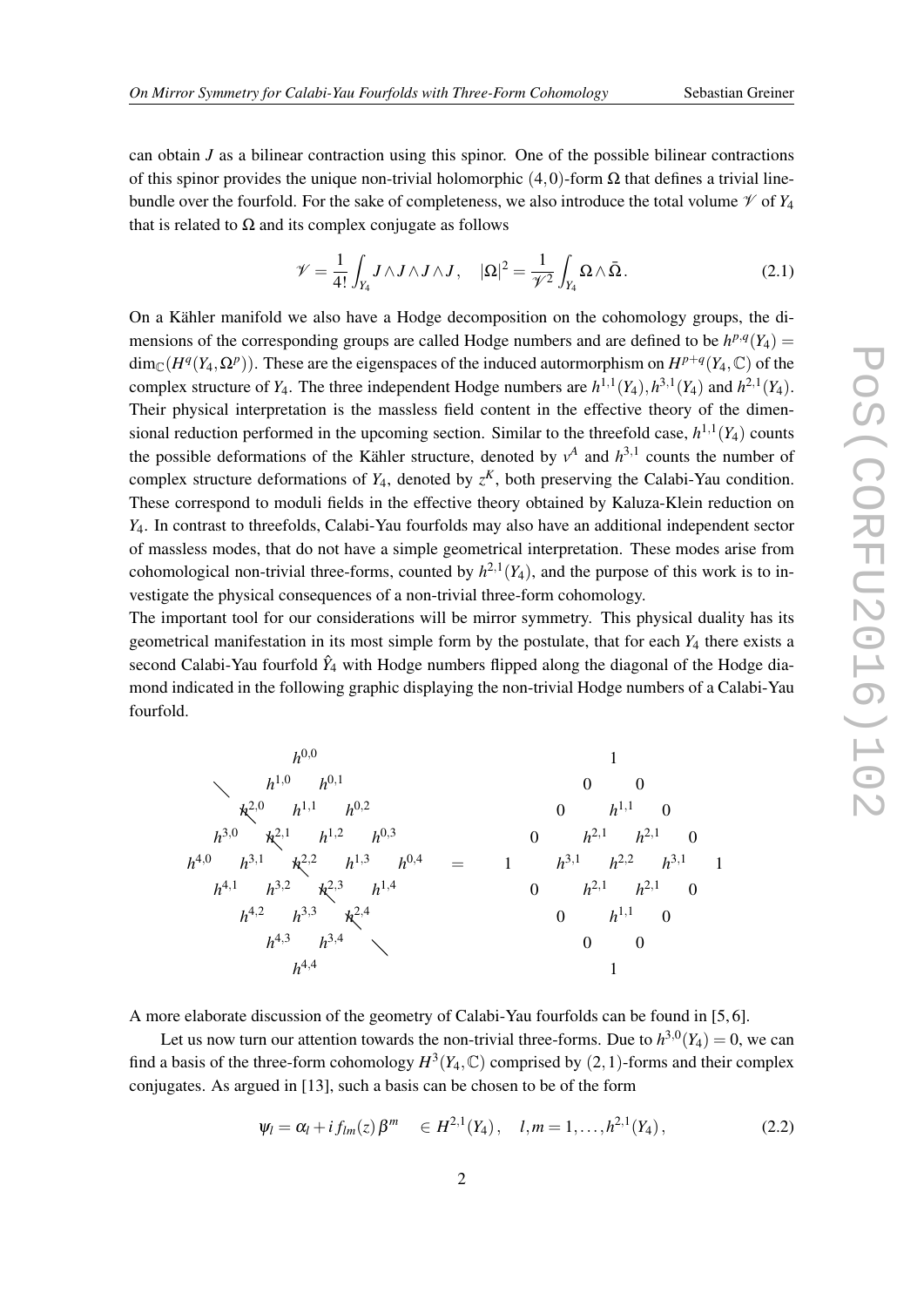can obtain $J$ as a bilinear contraction using this spinor. One of the possible bilinear contractions of this spinor provides the unique non-trivial holomorphic $(4,0)$-form $\Omega$ that defines a trivial line-bundle over the fourfold. For the sake of completeness, we also introduce the total volume $\mathscr{V}$ of $Y_4$ that is related to $\Omega$ and its complex conjugate as follows

$$\mathscr{V} = \frac{1}{4!}\int_{Y_4} J\wedge J\wedge J\wedge J\,, \quad |\Omega|^2 = \frac{1}{\mathscr{V}^2}\int_{Y_4}\Omega\wedge\bar{\Omega}\,. \tag{2.1}$$

On a Kähler manifold we also have a Hodge decomposition on the cohomology groups, the dimensions of the corresponding groups are called Hodge numbers and are defined to be $h^{p,q}(Y_4) = \dim_{\mathbb{C}}(H^q(Y_4,\Omega^p))$. These are the eigenspaces of the induced autormorphism on $H^{p+q}(Y_4,\mathbb{C})$ of the complex structure of $Y_4$. The three independent Hodge numbers are $h^{1,1}(Y_4), h^{3,1}(Y_4)$ and $h^{2,1}(Y_4)$. Their physical interpretation is the massless field content in the effective theory of the dimensional reduction performed in the upcoming section. Similar to the threefold case, $h^{1,1}(Y_4)$ counts the possible deformations of the Kähler structure, denoted by $v^A$ and $h^{3,1}$ counts the number of complex structure deformations of $Y_4$, denoted by $z^K$, both preserving the Calabi-Yau condition. These correspond to moduli fields in the effective theory obtained by Kaluza-Klein reduction on $Y_4$. In contrast to threefolds, Calabi-Yau fourfolds may also have an additional independent sector of massless modes, that do not have a simple geometrical interpretation. These modes arise from cohomological non-trivial three-forms, counted by $h^{2,1}(Y_4)$, and the purpose of this work is to investigate the physical consequences of a non-trivial three-form cohomology.

The important tool for our considerations will be mirror symmetry. This physical duality has its geometrical manifestation in its most simple form by the postulate, that for each $Y_4$ there exists a second Calabi-Yau fourfold $\hat{Y}_4$ with Hodge numbers flipped along the diagonal of the Hodge diamond indicated in the following graphic displaying the non-trivial Hodge numbers of a Calabi-Yau fourfold.

$$\begin{array}{ccccccccc}
 & & & & h^{0,0} & & & & \\
 & & & h^{1,0} & & h^{0,1} & & & \\
 & & h^{2,0} & & h^{1,1} & & h^{0,2} & & \\
 & h^{3,0} & & h^{2,1} & & h^{1,2} & & h^{0,3} & \\
h^{4,0} & & h^{3,1} & & h^{2,2} & & h^{1,3} & & h^{0,4} \\
 & h^{4,1} & & h^{3,2} & & h^{2,3} & & h^{1,4} & \\
 & & h^{4,2} & & h^{3,3} & & h^{2,4} & & \\
 & & & h^{4,3} & & h^{3,4} & & & \\
 & & & & h^{4,4} & & & &
\end{array}
\quad = \quad
\begin{array}{ccccccccc}
 & & & & 1 & & & & \\
 & & & 0 & & 0 & & & \\
 & & 0 & & h^{1,1} & & 0 & & \\
 & 0 & & h^{2,1} & & h^{2,1} & & 0 & \\
1 & & h^{3,1} & & h^{2,2} & & h^{3,1} & & 1 \\
 & 0 & & h^{2,1} & & h^{2,1} & & 0 & \\
 & & 0 & & h^{1,1} & & 0 & & \\
 & & & 0 & & 0 & & & \\
 & & & & 1 & & & &
\end{array}$$

A more elaborate discussion of the geometry of Calabi-Yau fourfolds can be found in [5, 6].

Let us now turn our attention towards the non-trivial three-forms. Due to $h^{3,0}(Y_4) = 0$, we can find a basis of the three-form cohomology $H^3(Y_4,\mathbb{C})$ comprised by $(2,1)$-forms and their complex conjugates. As argued in [13], such a basis can be chosen to be of the form

$$\psi_l = \alpha_l + i\, f_{lm}(z)\,\beta^m \quad \in H^{2,1}(Y_4)\,, \quad l,m = 1,\ldots,h^{2,1}(Y_4)\,, \tag{2.2}$$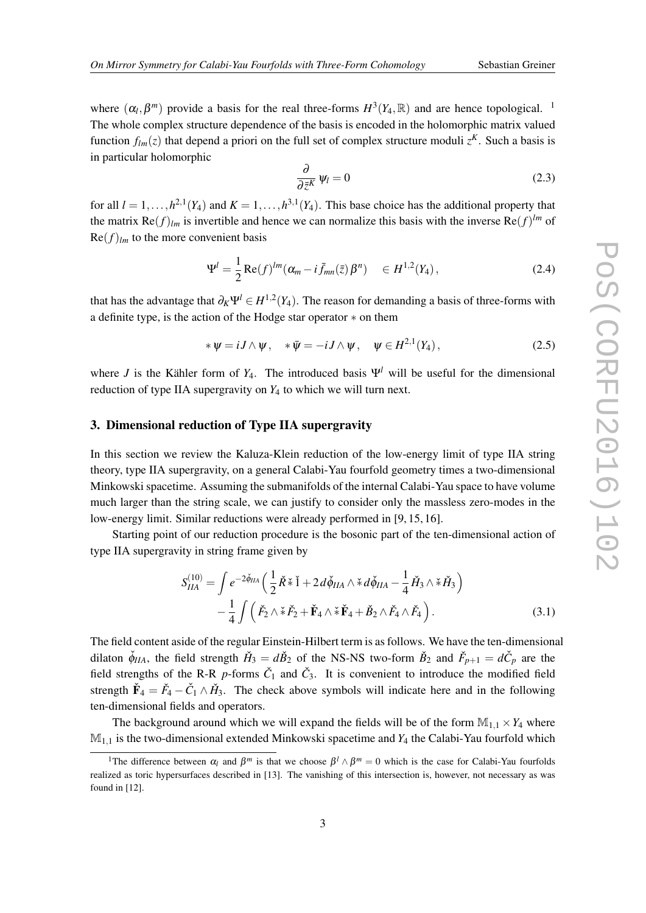where $(\alpha_l, \beta^m)$ provide a basis for the real three-forms $H^3(Y_4,\mathbb{R})$ and are hence topological. [1] The whole complex structure dependence of the basis is encoded in the holomorphic matrix valued function $f_{lm}(z)$ that depend a priori on the full set of complex structure moduli $z^K$. Such a basis is in particular holomorphic

$$\frac{\partial}{\partial \bar{z}^K}\,\psi_l = 0 \tag{2.3}$$

for all $l = 1,\ldots,h^{2,1}(Y_4)$ and $K = 1,\ldots,h^{3,1}(Y_4)$. This base choice has the additional property that the matrix $\mathrm{Re}(f)_{lm}$ is invertible and hence we can normalize this basis with the inverse $\mathrm{Re}(f)^{lm}$ of $\mathrm{Re}(f)_{lm}$ to the more convenient basis

$$\Psi^l = \frac{1}{2}\,\mathrm{Re}(f)^{lm}(\alpha_m - i\bar{f}_{mn}(\bar{z})\,\beta^n) \quad \in H^{1,2}(Y_4)\,, \tag{2.4}$$

that has the advantage that $\partial_K \Psi^l \in H^{1,2}(Y_4)$. The reason for demanding a basis of three-forms with a definite type, is the action of the Hodge star operator $*$ on them

$$*\,\psi = iJ\wedge\psi\,, \quad *\,\bar{\psi} = -iJ\wedge\psi\,, \quad \psi \in H^{2,1}(Y_4)\,, \tag{2.5}$$

where $J$ is the Kähler form of $Y_4$. The introduced basis $\Psi^l$ will be useful for the dimensional reduction of type IIA supergravity on $Y_4$ to which we will turn next.

## 3. Dimensional reduction of Type IIA supergravity

In this section we review the Kaluza-Klein reduction of the low-energy limit of type IIA string theory, type IIA supergravity, on a general Calabi-Yau fourfold geometry times a two-dimensional Minkowski spacetime. Assuming the submanifolds of the internal Calabi-Yau space to have volume much larger than the string scale, we can justify to consider only the massless zero-modes in the low-energy limit. Similar reductions were already performed in [9, 15, 16].

Starting point of our reduction procedure is the bosonic part of the ten-dimensional action of type IIA supergravity in string frame given by

$$\begin{aligned} S^{(10)}_{IIA} = &\int e^{-2\check{\phi}_{IIA}}\Big(\frac{1}{2}\check{R}\,\check{*}\,\check{1} + 2\,d\check{\phi}_{IIA}\wedge\check{*}\,d\check{\phi}_{IIA} - \frac{1}{4}\check{H}_3\wedge\check{*}\check{H}_3\Big) \\ &-\frac{1}{4}\int\Big(\check{F}_2\wedge\check{*}\check{F}_2 + \check{\mathbf{F}}_4\wedge\check{*}\check{\mathbf{F}}_4 + \check{B}_2\wedge\check{F}_4\wedge\check{F}_4\Big)\,. \end{aligned} \tag{3.1}$$

The field content aside of the regular Einstein-Hilbert term is as follows. We have the ten-dimensional dilaton $\check{\phi}_{IIA}$, the field strength $\check{H}_3 = d\check{B}_2$ of the NS-NS two-form $\check{B}_2$ and $\check{F}_{p+1} = d\check{C}_p$ are the field strengths of the R-R $p$-forms $\check{C}_1$ and $\check{C}_3$. It is convenient to introduce the modified field strength $\check{\mathbf{F}}_4 = \check{F}_4 - \check{C}_1\wedge\check{H}_3$. The check above symbols will indicate here and in the following ten-dimensional fields and operators.

The background around which we will expand the fields will be of the form $\mathbb{M}_{1,1}\times Y_4$ where $\mathbb{M}_{1,1}$ is the two-dimensional extended Minkowski spacetime and $Y_4$ the Calabi-Yau fourfold which

[1] The difference between $\alpha_l$ and $\beta^m$ is that we choose $\beta^l\wedge\beta^m = 0$ which is the case for Calabi-Yau fourfolds realized as toric hypersurfaces described in [13]. The vanishing of this intersection is, however, not necessary as was found in [12].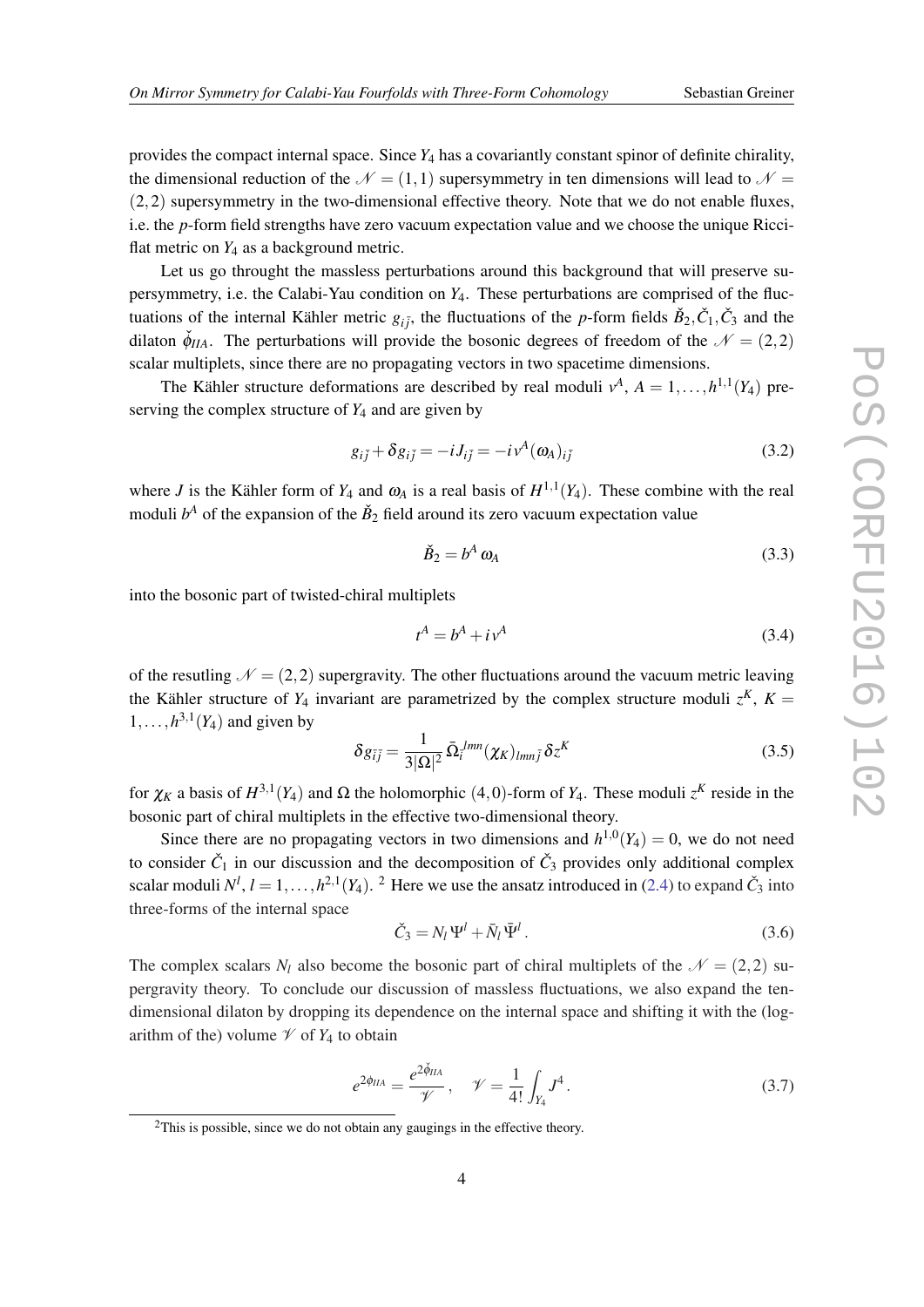provides the compact internal space. Since $Y_4$ has a covariantly constant spinor of definite chirality, the dimensional reduction of the $\mathcal{N}=(1,1)$ supersymmetry in ten dimensions will lead to $\mathcal{N}=(2,2)$ supersymmetry in the two-dimensional effective theory. Note that we do not enable fluxes, i.e. the $p$-form field strengths have zero vacuum expectation value and we choose the unique Ricci-flat metric on $Y_4$ as a background metric.

Let us go throught the massless perturbations around this background that will preserve supersymmetry, i.e. the Calabi-Yau condition on $Y_4$. These perturbations are comprised of the fluctuations of the internal Kähler metric $g_{i\bar{j}}$, the fluctuations of the $p$-form fields $\check{B}_2, \check{C}_1, \check{C}_3$ and the dilaton $\check{\phi}_{IIA}$. The perturbations will provide the bosonic degrees of freedom of the $\mathcal{N}=(2,2)$ scalar multiplets, since there are no propagating vectors in two spacetime dimensions.

The Kähler structure deformations are described by real moduli $v^A$, $A=1,\ldots,h^{1,1}(Y_4)$ preserving the complex structure of $Y_4$ and are given by

$$g_{i\bar{j}} + \delta g_{i\bar{j}} = -iJ_{i\bar{j}} = -iv^A(\omega_A)_{i\bar{j}} \tag{3.2}$$

where $J$ is the Kähler form of $Y_4$ and $\omega_A$ is a real basis of $H^{1,1}(Y_4)$. These combine with the real moduli $b^A$ of the expansion of the $\check{B}_2$ field around its zero vacuum expectation value

$$\check{B}_2 = b^A\,\omega_A \tag{3.3}$$

into the bosonic part of twisted-chiral multiplets

$$t^A = b^A + i\,v^A \tag{3.4}$$

of the resulting $\mathcal{N}=(2,2)$ supergravity. The other fluctuations around the vacuum metric leaving the Kähler structure of $Y_4$ invariant are parametrized by the complex structure moduli $z^K$, $K=1,\ldots,h^{3,1}(Y_4)$ and given by

$$\delta g_{\bar{i}\bar{j}} = \frac{1}{3|\Omega|^2}\,\bar{\Omega}_{\bar{i}}{}^{lmn}(\chi_K)_{lmn\bar{j}}\,\delta z^K \tag{3.5}$$

for $\chi_K$ a basis of $H^{3,1}(Y_4)$ and $\Omega$ the holomorphic $(4,0)$-form of $Y_4$. These moduli $z^K$ reside in the bosonic part of chiral multiplets in the effective two-dimensional theory.

Since there are no propagating vectors in two dimensions and $h^{1,0}(Y_4)=0$, we do not need to consider $\check{C}_1$ in our discussion and the decomposition of $\check{C}_3$ provides only additional complex scalar moduli $N^l$, $l=1,\ldots,h^{2,1}(Y_4)$. [2] Here we use the ansatz introduced in (2.4) to expand $\check{C}_3$ into three-forms of the internal space

$$\check{C}_3 = N_l\,\Psi^l + \bar{N}_l\,\bar{\Psi}^l\,. \tag{3.6}$$

The complex scalars $N_l$ also become the bosonic part of chiral multiplets of the $\mathcal{N}=(2,2)$ supergravity theory. To conclude our discussion of massless fluctuations, we also expand the ten-dimensional dilaton by dropping its dependence on the internal space and shifting it with the (logarithm of the) volume $\mathcal{V}$ of $Y_4$ to obtain

$$e^{2\phi_{IIA}} = \frac{e^{2\check{\phi}_{IIA}}}{\mathcal{V}}\,, \quad \mathcal{V} = \frac{1}{4!}\int_{Y_4} J^4\,. \tag{3.7}$$

[2] This is possible, since we do not obtain any gaugings in the effective theory.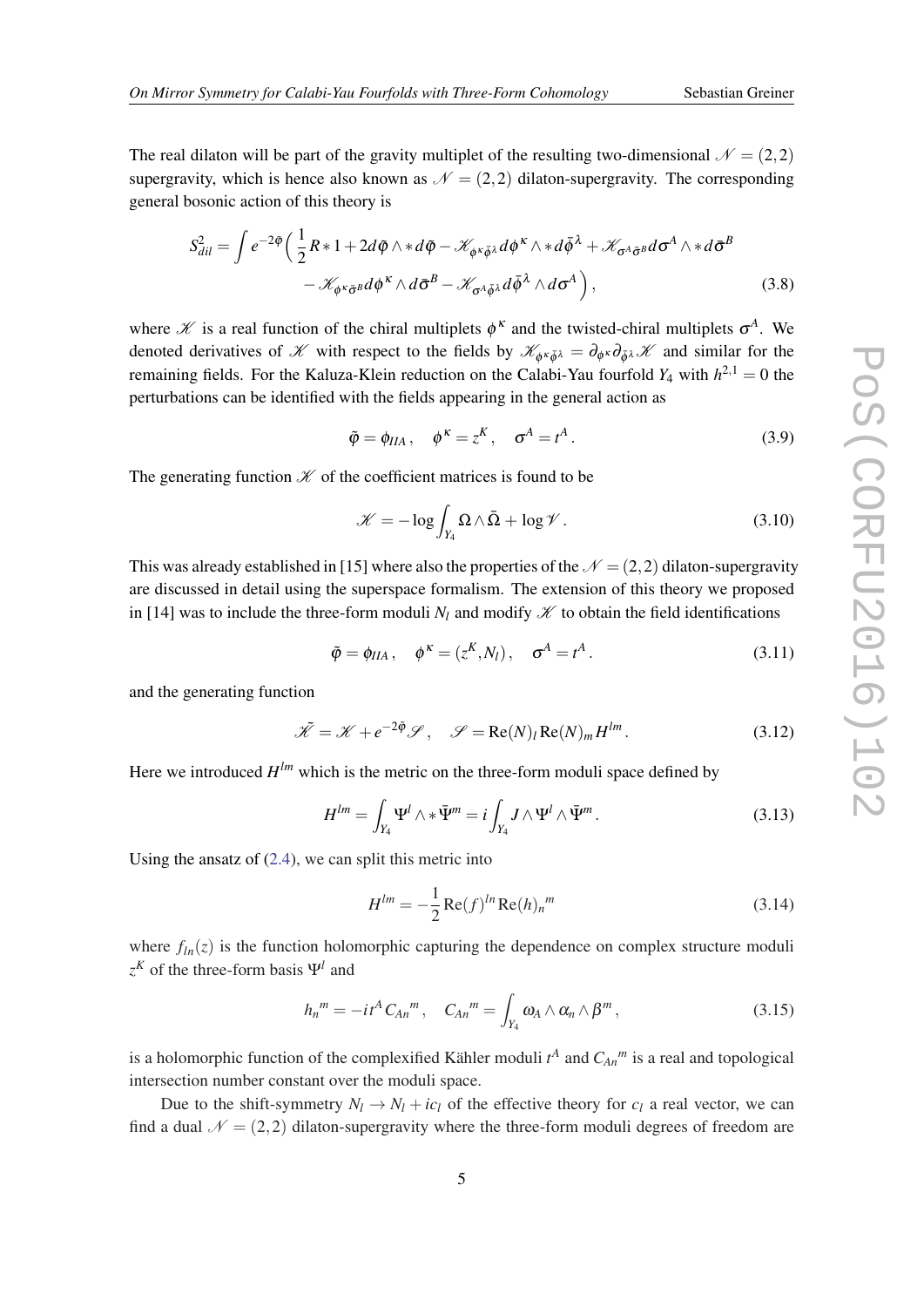The real dilaton will be part of the gravity multiplet of the resulting two-dimensional $\mathcal{N}=(2,2)$ supergravity, which is hence also known as $\mathcal{N}=(2,2)$ dilaton-supergravity. The corresponding general bosonic action of this theory is

$$
\begin{aligned}
S^2_{dil} = \int e^{-2\tilde{\varphi}} \Big( \frac{1}{2} R * 1 + 2 d\tilde{\varphi} \wedge * d\tilde{\varphi} - \mathcal{K}_{\phi^\kappa \bar{\phi}^\lambda} d\phi^\kappa \wedge * d\bar{\phi}^\lambda + \mathcal{K}_{\sigma^A \bar{\sigma}^B} d\sigma^A \wedge * d\bar{\sigma}^B \\
- \mathcal{K}_{\phi^\kappa \bar{\sigma}^B} d\phi^\kappa \wedge d\bar{\sigma}^B - \mathcal{K}_{\sigma^A \bar{\phi}^\lambda} d\bar{\phi}^\lambda \wedge d\sigma^A \Big) ,
\end{aligned} \tag{3.8}
$$

where $\mathcal{K}$ is a real function of the chiral multiplets $\phi^\kappa$ and the twisted-chiral multiplets $\sigma^A$. We denoted derivatives of $\mathcal{K}$ with respect to the fields by $\mathcal{K}_{\phi^\kappa \bar{\phi}^\lambda} = \partial_{\phi^\kappa} \partial_{\bar{\phi}^\lambda} \mathcal{K}$ and similar for the remaining fields. For the Kaluza-Klein reduction on the Calabi-Yau fourfold $Y_4$ with $h^{2,1}=0$ the perturbations can be identified with the fields appearing in the general action as

$$
\tilde{\varphi} = \phi_{IIA} , \quad \phi^\kappa = z^K , \quad \sigma^A = t^A . \tag{3.9}
$$

The generating function $\mathcal{K}$ of the coefficient matrices is found to be

$$
\mathcal{K} = -\log \int_{Y_4} \Omega \wedge \bar{\Omega} + \log \mathcal{V} . \tag{3.10}
$$

This was already established in [15] where also the properties of the $\mathcal{N}=(2,2)$ dilaton-supergravity are discussed in detail using the superspace formalism. The extension of this theory we proposed in [14] was to include the three-form moduli $N_l$ and modify $\mathcal{K}$ to obtain the field identifications

$$
\tilde{\varphi} = \phi_{IIA} , \quad \phi^\kappa = (z^K, N_l) , \quad \sigma^A = t^A . \tag{3.11}
$$

and the generating function

$$
\tilde{\mathcal{K}} = \mathcal{K} + e^{-2\tilde{\varphi}} \mathcal{S} , \quad \mathcal{S} = \mathrm{Re}(N)_l \, \mathrm{Re}(N)_m H^{lm} . \tag{3.12}
$$

Here we introduced $H^{lm}$ which is the metric on the three-form moduli space defined by

$$
H^{lm} = \int_{Y_4} \Psi^l \wedge * \bar{\Psi}^m = i \int_{Y_4} J \wedge \Psi^l \wedge \bar{\Psi}^m . \tag{3.13}
$$

Using the ansatz of (2.4), we can split this metric into

$$
H^{lm} = -\frac{1}{2} \mathrm{Re}(f)^{ln} \mathrm{Re}(h)_n{}^m \tag{3.14}
$$

where $f_{ln}(z)$ is the function holomorphic capturing the dependence on complex structure moduli $z^K$ of the three-form basis $\Psi^l$ and

$$
h_n{}^m = -i t^A C_{An}{}^m , \quad C_{An}{}^m = \int_{Y_4} \omega_A \wedge \alpha_n \wedge \beta^m , \tag{3.15}
$$

is a holomorphic function of the complexified Kähler moduli $t^A$ and $C_{An}{}^m$ is a real and topological intersection number constant over the moduli space.

Due to the shift-symmetry $N_l \to N_l + i c_l$ of the effective theory for $c_l$ a real vector, we can find a dual $\mathcal{N}=(2,2)$ dilaton-supergravity where the three-form moduli degrees of freedom are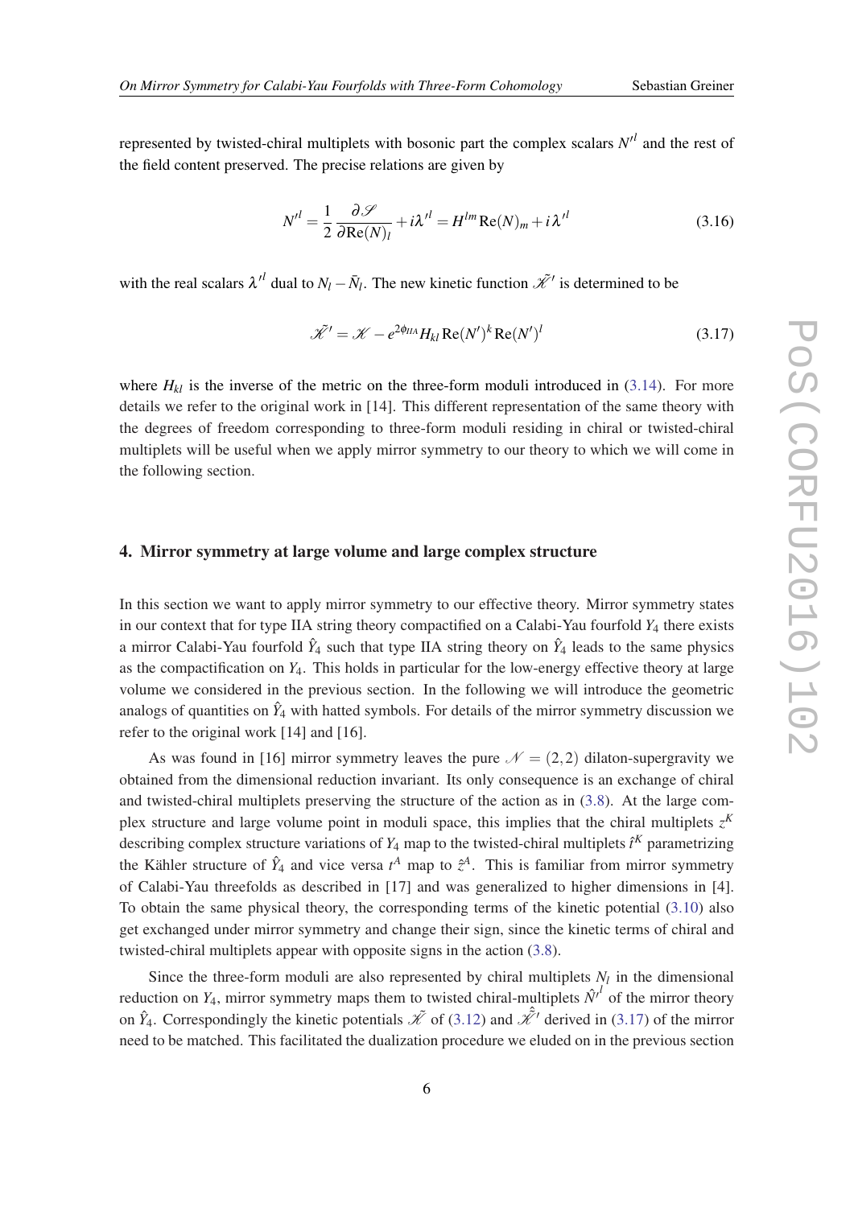represented by twisted-chiral multiplets with bosonic part the complex scalars $N'^l$ and the rest of the field content preserved. The precise relations are given by

$$N'^l = \frac{1}{2}\frac{\partial \mathscr{S}}{\partial \text{Re}(N)_l} + i\lambda'^l = H^{lm}\,\text{Re}(N)_m + i\,\lambda'^l \tag{3.16}$$

with the real scalars $\lambda'^l$ dual to $N_l - \bar{N}_l$. The new kinetic function $\tilde{\mathscr{K}}'$ is determined to be

$$\tilde{\mathscr{K}}' = \mathscr{K} - e^{2\phi_{IIA}} H_{kl}\,\text{Re}(N')^k\,\text{Re}(N')^l \tag{3.17}$$

where $H_{kl}$ is the inverse of the metric on the three-form moduli introduced in (3.14). For more details we refer to the original work in [14]. This different representation of the same theory with the degrees of freedom corresponding to three-form moduli residing in chiral or twisted-chiral multiplets will be useful when we apply mirror symmetry to our theory to which we will come in the following section.

## 4. Mirror symmetry at large volume and large complex structure

In this section we want to apply mirror symmetry to our effective theory. Mirror symmetry states in our context that for type IIA string theory compactified on a Calabi-Yau fourfold $Y_4$ there exists a mirror Calabi-Yau fourfold $\hat{Y}_4$ such that type IIA string theory on $\hat{Y}_4$ leads to the same physics as the compactification on $Y_4$. This holds in particular for the low-energy effective theory at large volume we considered in the previous section. In the following we will introduce the geometric analogs of quantities on $\hat{Y}_4$ with hatted symbols. For details of the mirror symmetry discussion we refer to the original work [14] and [16].

As was found in [16] mirror symmetry leaves the pure $\mathscr{N} = (2,2)$ dilaton-supergravity we obtained from the dimensional reduction invariant. Its only consequence is an exchange of chiral and twisted-chiral multiplets preserving the structure of the action as in (3.8). At the large complex structure and large volume point in moduli space, this implies that the chiral multiplets $z^K$ describing complex structure variations of $Y_4$ map to the twisted-chiral multiplets $\hat{t}^K$ parametrizing the Kähler structure of $\hat{Y}_4$ and vice versa $t^A$ map to $\hat{z}^A$. This is familiar from mirror symmetry of Calabi-Yau threefolds as described in [17] and was generalized to higher dimensions in [4]. To obtain the same physical theory, the corresponding terms of the kinetic potential (3.10) also get exchanged under mirror symmetry and change their sign, since the kinetic terms of chiral and twisted-chiral multiplets appear with opposite signs in the action (3.8).

Since the three-form moduli are also represented by chiral multiplets $N_l$ in the dimensional reduction on $Y_4$, mirror symmetry maps them to twisted chiral-multiplets $\hat{N}'^l$ of the mirror theory on $\hat{Y}_4$. Correspondingly the kinetic potentials $\tilde{\mathscr{K}}$ of (3.12) and $\hat{\tilde{\mathscr{K}}}'$ derived in (3.17) of the mirror need to be matched. This facilitated the dualization procedure we eluded on in the previous section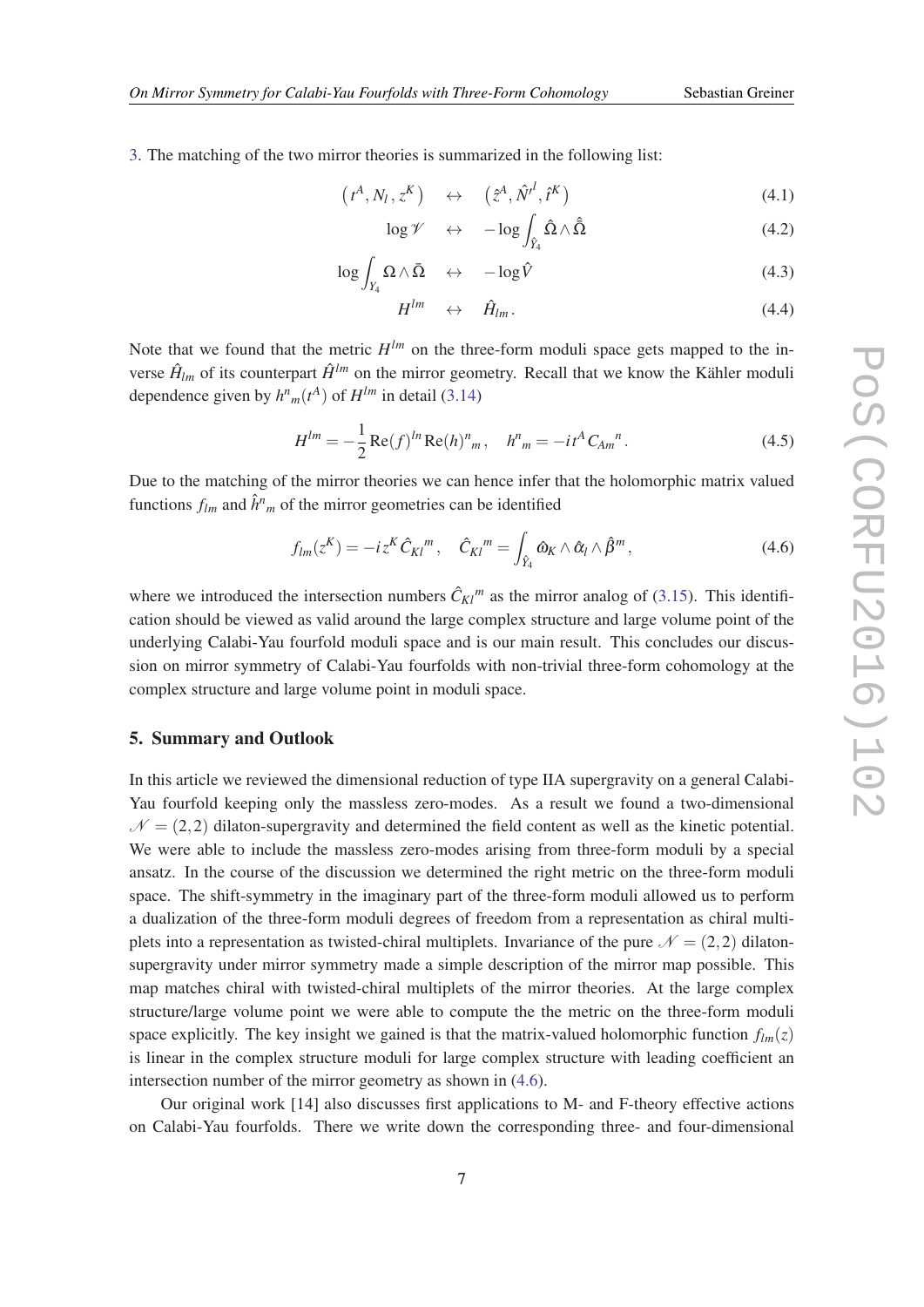3. The matching of the two mirror theories is summarized in the following list:

$$\left(t^A, N_l, z^K\right) \quad \leftrightarrow \quad \left(\hat{z}^A, \hat{N}'^l, \hat{t}^K\right) \tag{4.1}$$

$$\log \mathscr{V} \quad \leftrightarrow \quad -\log \int_{\hat{Y}_4} \hat{\Omega} \wedge \hat{\bar{\Omega}} \tag{4.2}$$

$$\log \int_{Y_4} \Omega \wedge \bar{\Omega} \quad \leftrightarrow \quad -\log \hat{V} \tag{4.3}$$

$$H^{lm} \quad \leftrightarrow \quad \hat{H}_{lm}\,. \tag{4.4}$$

Note that we found that the metric $H^{lm}$ on the three-form moduli space gets mapped to the inverse $\hat{H}_{lm}$ of its counterpart $\hat{H}^{lm}$ on the mirror geometry. Recall that we know the Kähler moduli dependence given by $h^n{}_m(t^A)$ of $H^{lm}$ in detail (3.14)

$$H^{lm} = -\frac{1}{2}\,\mathrm{Re}(f)^{ln}\,\mathrm{Re}(h)^n{}_m\,, \quad h^n{}_m = -i\,t^A\,C_{Am}{}^n\,. \tag{4.5}$$

Due to the matching of the mirror theories we can hence infer that the holomorphic matrix valued functions $f_{lm}$ and $\hat{h}^n{}_m$ of the mirror geometries can be identified

$$f_{lm}(z^K) = -i\,z^K\,\hat{C}_{Kl}{}^m\,, \quad \hat{C}_{Kl}{}^m = \int_{\hat{Y}_4} \hat{\omega}_K \wedge \hat{\alpha}_l \wedge \hat{\beta}^m\,, \tag{4.6}$$

where we introduced the intersection numbers $\hat{C}_{Kl}{}^m$ as the mirror analog of (3.15). This identification should be viewed as valid around the large complex structure and large volume point of the underlying Calabi-Yau fourfold moduli space and is our main result. This concludes our discussion on mirror symmetry of Calabi-Yau fourfolds with non-trivial three-form cohomology at the complex structure and large volume point in moduli space.

## 5. Summary and Outlook

In this article we reviewed the dimensional reduction of type IIA supergravity on a general Calabi-Yau fourfold keeping only the massless zero-modes. As a result we found a two-dimensional $\mathscr{N} = (2,2)$ dilaton-supergravity and determined the field content as well as the kinetic potential. We were able to include the massless zero-modes arising from three-form moduli by a special ansatz. In the course of the discussion we determined the right metric on the three-form moduli space. The shift-symmetry in the imaginary part of the three-form moduli allowed us to perform a dualization of the three-form moduli degrees of freedom from a representation as chiral multiplets into a representation as twisted-chiral multiplets. Invariance of the pure $\mathscr{N} = (2,2)$ dilaton-supergravity under mirror symmetry made a simple description of the mirror map possible. This map matches chiral with twisted-chiral multiplets of the mirror theories. At the large complex structure/large volume point we were able to compute the the metric on the three-form moduli space explicitly. The key insight we gained is that the matrix-valued holomorphic function $f_{lm}(z)$ is linear in the complex structure moduli for large complex structure with leading coefficient an intersection number of the mirror geometry as shown in (4.6).

Our original work [14] also discusses first applications to M- and F-theory effective actions on Calabi-Yau fourfolds. There we write down the corresponding three- and four-dimensional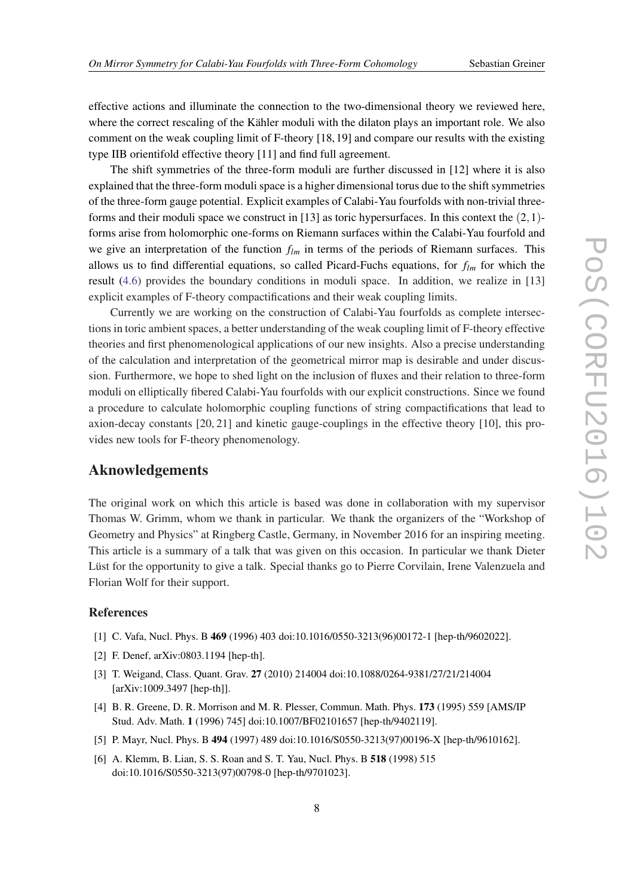effective actions and illuminate the connection to the two-dimensional theory we reviewed here, where the correct rescaling of the Kähler moduli with the dilaton plays an important role. We also comment on the weak coupling limit of F-theory [18, 19] and compare our results with the existing type IIB orientifold effective theory [11] and find full agreement.

The shift symmetries of the three-form moduli are further discussed in [12] where it is also explained that the three-form moduli space is a higher dimensional torus due to the shift symmetries of the three-form gauge potential. Explicit examples of Calabi-Yau fourfolds with non-trivial three-forms and their moduli space we construct in [13] as toric hypersurfaces. In this context the $(2,1)$-forms arise from holomorphic one-forms on Riemann surfaces within the Calabi-Yau fourfold and we give an interpretation of the function $f_{lm}$ in terms of the periods of Riemann surfaces. This allows us to find differential equations, so called Picard-Fuchs equations, for $f_{lm}$ for which the result (4.6) provides the boundary conditions in moduli space. In addition, we realize in [13] explicit examples of F-theory compactifications and their weak coupling limits.

Currently we are working on the construction of Calabi-Yau fourfolds as complete intersections in toric ambient spaces, a better understanding of the weak coupling limit of F-theory effective theories and first phenomenological applications of our new insights. Also a precise understanding of the calculation and interpretation of the geometrical mirror map is desirable and under discussion. Furthermore, we hope to shed light on the inclusion of fluxes and their relation to three-form moduli on elliptically fibered Calabi-Yau fourfolds with our explicit constructions. Since we found a procedure to calculate holomorphic coupling functions of string compactifications that lead to axion-decay constants [20, 21] and kinetic gauge-couplings in the effective theory [10], this provides new tools for F-theory phenomenology.

## Aknowledgements

The original work on which this article is based was done in collaboration with my supervisor Thomas W. Grimm, whom we thank in particular. We thank the organizers of the "Workshop of Geometry and Physics" at Ringberg Castle, Germany, in November 2016 for an inspiring meeting. This article is a summary of a talk that was given on this occasion. In particular we thank Dieter Lüst for the opportunity to give a talk. Special thanks go to Pierre Corvilain, Irene Valenzuela and Florian Wolf for their support.

### References

[1] C. Vafa, Nucl. Phys. B **469** (1996) 403 doi:10.1016/0550-3213(96)00172-1 [hep-th/9602022].

[2] F. Denef, arXiv:0803.1194 [hep-th].

[3] T. Weigand, Class. Quant. Grav. **27** (2010) 214004 doi:10.1088/0264-9381/27/21/214004 [arXiv:1009.3497 [hep-th]].

[4] B. R. Greene, D. R. Morrison and M. R. Plesser, Commun. Math. Phys. **173** (1995) 559 [AMS/IP Stud. Adv. Math. **1** (1996) 745] doi:10.1007/BF02101657 [hep-th/9402119].

[5] P. Mayr, Nucl. Phys. B **494** (1997) 489 doi:10.1016/S0550-3213(97)00196-X [hep-th/9610162].

[6] A. Klemm, B. Lian, S. S. Roan and S. T. Yau, Nucl. Phys. B **518** (1998) 515 doi:10.1016/S0550-3213(97)00798-0 [hep-th/9701023].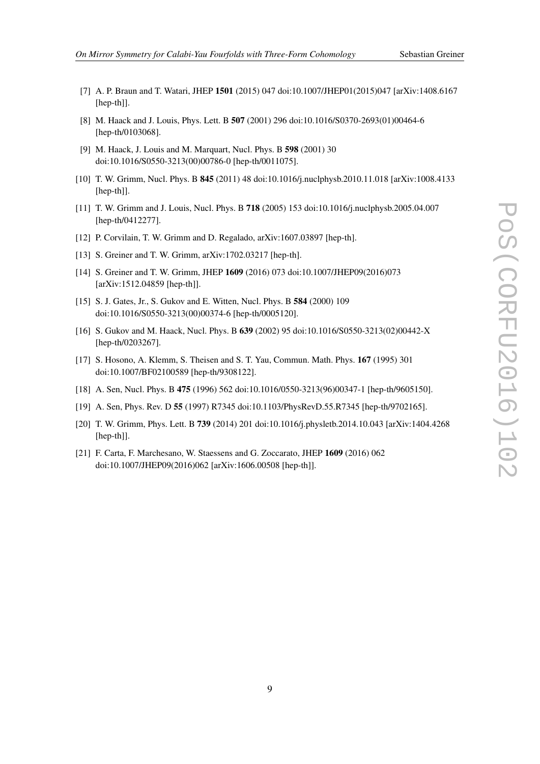[7] A. P. Braun and T. Watari, JHEP **1501** (2015) 047 doi:10.1007/JHEP01(2015)047 [arXiv:1408.6167 [hep-th]].

[8] M. Haack and J. Louis, Phys. Lett. B **507** (2001) 296 doi:10.1016/S0370-2693(01)00464-6 [hep-th/0103068].

[9] M. Haack, J. Louis and M. Marquart, Nucl. Phys. B **598** (2001) 30 doi:10.1016/S0550-3213(00)00786-0 [hep-th/0011075].

[10] T. W. Grimm, Nucl. Phys. B **845** (2011) 48 doi:10.1016/j.nuclphysb.2010.11.018 [arXiv:1008.4133 [hep-th]].

[11] T. W. Grimm and J. Louis, Nucl. Phys. B **718** (2005) 153 doi:10.1016/j.nuclphysb.2005.04.007 [hep-th/0412277].

[12] P. Corvilain, T. W. Grimm and D. Regalado, arXiv:1607.03897 [hep-th].

[13] S. Greiner and T. W. Grimm, arXiv:1702.03217 [hep-th].

[14] S. Greiner and T. W. Grimm, JHEP **1609** (2016) 073 doi:10.1007/JHEP09(2016)073 [arXiv:1512.04859 [hep-th]].

[15] S. J. Gates, Jr., S. Gukov and E. Witten, Nucl. Phys. B **584** (2000) 109 doi:10.1016/S0550-3213(00)00374-6 [hep-th/0005120].

[16] S. Gukov and M. Haack, Nucl. Phys. B **639** (2002) 95 doi:10.1016/S0550-3213(02)00442-X [hep-th/0203267].

[17] S. Hosono, A. Klemm, S. Theisen and S. T. Yau, Commun. Math. Phys. **167** (1995) 301 doi:10.1007/BF02100589 [hep-th/9308122].

[18] A. Sen, Nucl. Phys. B **475** (1996) 562 doi:10.1016/0550-3213(96)00347-1 [hep-th/9605150].

[19] A. Sen, Phys. Rev. D **55** (1997) R7345 doi:10.1103/PhysRevD.55.R7345 [hep-th/9702165].

[20] T. W. Grimm, Phys. Lett. B **739** (2014) 201 doi:10.1016/j.physletb.2014.10.043 [arXiv:1404.4268 [hep-th]].

[21] F. Carta, F. Marchesano, W. Staessens and G. Zoccarato, JHEP **1609** (2016) 062 doi:10.1007/JHEP09(2016)062 [arXiv:1606.00508 [hep-th]].